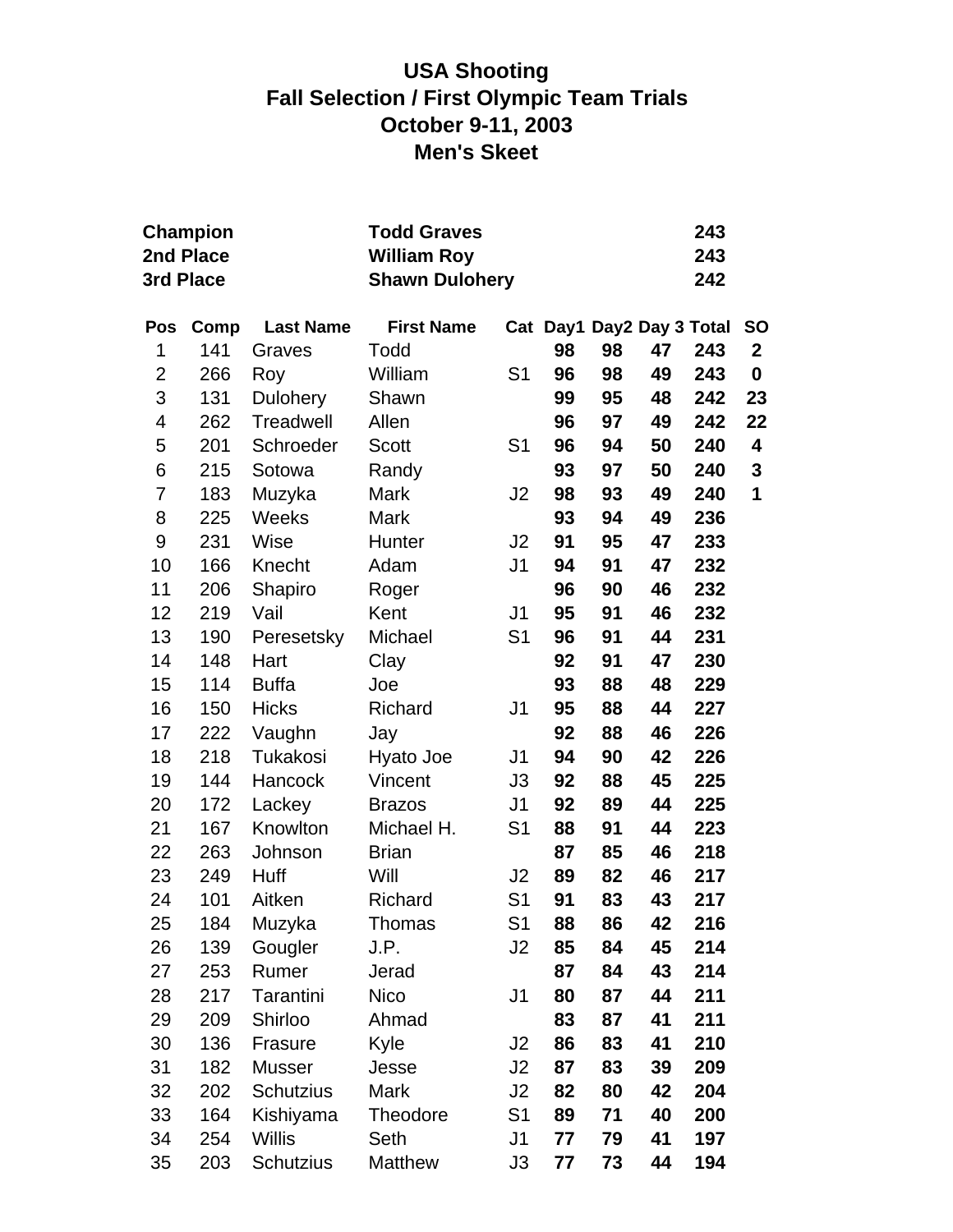# USA Shooting
## Fall Selection / First Olympic Team Trials
## October 9-11, 2003
## Men's Skeet

| | | |
|---|---|---|
| **Champion** | **Todd Graves** | **243** |
| **2nd Place** | **William Roy** | **243** |
| **3rd Place** | **Shawn Dulohery** | **242** |

| Pos | Comp | Last Name | First Name | Cat | Day1 | Day2 | Day 3 | Total | SO |
|---|---|---|---|---|---|---|---|---|---|
| 1 | 141 | Graves | Todd | | **98** | **98** | **47** | **243** | **2** |
| 2 | 266 | Roy | William | S1 | **96** | **98** | **49** | **243** | **0** |
| 3 | 131 | Dulohery | Shawn | | **99** | **95** | **48** | **242** | **23** |
| 4 | 262 | Treadwell | Allen | | **96** | **97** | **49** | **242** | **22** |
| 5 | 201 | Schroeder | Scott | S1 | **96** | **94** | **50** | **240** | **4** |
| 6 | 215 | Sotowa | Randy | | **93** | **97** | **50** | **240** | **3** |
| 7 | 183 | Muzyka | Mark | J2 | **98** | **93** | **49** | **240** | **1** |
| 8 | 225 | Weeks | Mark | | **93** | **94** | **49** | **236** | |
| 9 | 231 | Wise | Hunter | J2 | **91** | **95** | **47** | **233** | |
| 10 | 166 | Knecht | Adam | J1 | **94** | **91** | **47** | **232** | |
| 11 | 206 | Shapiro | Roger | | **96** | **90** | **46** | **232** | |
| 12 | 219 | Vail | Kent | J1 | **95** | **91** | **46** | **232** | |
| 13 | 190 | Peresetsky | Michael | S1 | **96** | **91** | **44** | **231** | |
| 14 | 148 | Hart | Clay | | **92** | **91** | **47** | **230** | |
| 15 | 114 | Buffa | Joe | | **93** | **88** | **48** | **229** | |
| 16 | 150 | Hicks | Richard | J1 | **95** | **88** | **44** | **227** | |
| 17 | 222 | Vaughn | Jay | | **92** | **88** | **46** | **226** | |
| 18 | 218 | Tukakosi | Hyato Joe | J1 | **94** | **90** | **42** | **226** | |
| 19 | 144 | Hancock | Vincent | J3 | **92** | **88** | **45** | **225** | |
| 20 | 172 | Lackey | Brazos | J1 | **92** | **89** | **44** | **225** | |
| 21 | 167 | Knowlton | Michael H. | S1 | **88** | **91** | **44** | **223** | |
| 22 | 263 | Johnson | Brian | | **87** | **85** | **46** | **218** | |
| 23 | 249 | Huff | Will | J2 | **89** | **82** | **46** | **217** | |
| 24 | 101 | Aitken | Richard | S1 | **91** | **83** | **43** | **217** | |
| 25 | 184 | Muzyka | Thomas | S1 | **88** | **86** | **42** | **216** | |
| 26 | 139 | Gougler | J.P. | J2 | **85** | **84** | **45** | **214** | |
| 27 | 253 | Rumer | Jerad | | **87** | **84** | **43** | **214** | |
| 28 | 217 | Tarantini | Nico | J1 | **80** | **87** | **44** | **211** | |
| 29 | 209 | Shirloo | Ahmad | | **83** | **87** | **41** | **211** | |
| 30 | 136 | Frasure | Kyle | J2 | **86** | **83** | **41** | **210** | |
| 31 | 182 | Musser | Jesse | J2 | **87** | **83** | **39** | **209** | |
| 32 | 202 | Schutzius | Mark | J2 | **82** | **80** | **42** | **204** | |
| 33 | 164 | Kishiyama | Theodore | S1 | **89** | **71** | **40** | **200** | |
| 34 | 254 | Willis | Seth | J1 | **77** | **79** | **41** | **197** | |
| 35 | 203 | Schutzius | Matthew | J3 | **77** | **73** | **44** | **194** | |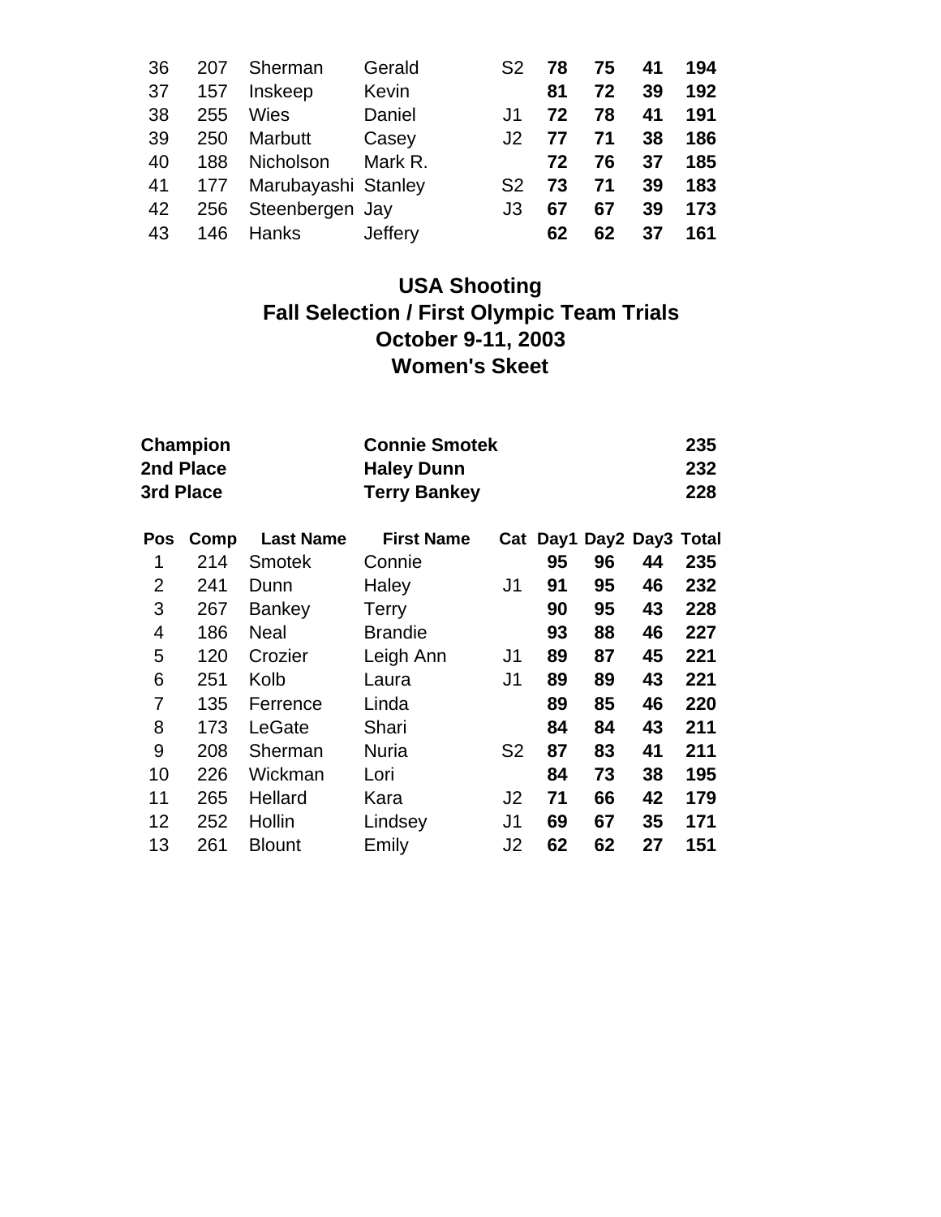| 36 | 207 | Sherman | Gerald | S2 | **78** | **75** | **41** | **194** |
|---|---|---|---|---|---|---|---|---|
| 37 | 157 | Inskeep | Kevin | | **81** | **72** | **39** | **192** |
| 38 | 255 | Wies | Daniel | J1 | **72** | **78** | **41** | **191** |
| 39 | 250 | Marbutt | Casey | J2 | **77** | **71** | **38** | **186** |
| 40 | 188 | Nicholson | Mark R. | | **72** | **76** | **37** | **185** |
| 41 | 177 | Marubayashi | Stanley | S2 | **73** | **71** | **39** | **183** |
| 42 | 256 | Steenbergen | Jay | J3 | **67** | **67** | **39** | **173** |
| 43 | 146 | Hanks | Jeffery | | **62** | **62** | **37** | **161** |

# USA Shooting
## Fall Selection / First Olympic Team Trials
## October 9-11, 2003
## Women's Skeet

| | | |
|---|---|---|
| **Champion** | **Connie Smotek** | **235** |
| **2nd Place** | **Haley Dunn** | **232** |
| **3rd Place** | **Terry Bankey** | **228** |

| Pos | Comp | Last Name | First Name | Cat | Day1 | Day2 | Day3 | Total |
|---|---|---|---|---|---|---|---|---|
| 1 | 214 | Smotek | Connie | | **95** | **96** | **44** | **235** |
| 2 | 241 | Dunn | Haley | J1 | **91** | **95** | **46** | **232** |
| 3 | 267 | Bankey | Terry | | **90** | **95** | **43** | **228** |
| 4 | 186 | Neal | Brandie | | **93** | **88** | **46** | **227** |
| 5 | 120 | Crozier | Leigh Ann | J1 | **89** | **87** | **45** | **221** |
| 6 | 251 | Kolb | Laura | J1 | **89** | **89** | **43** | **221** |
| 7 | 135 | Ferrence | Linda | | **89** | **85** | **46** | **220** |
| 8 | 173 | LeGate | Shari | | **84** | **84** | **43** | **211** |
| 9 | 208 | Sherman | Nuria | S2 | **87** | **83** | **41** | **211** |
| 10 | 226 | Wickman | Lori | | **84** | **73** | **38** | **195** |
| 11 | 265 | Hellard | Kara | J2 | **71** | **66** | **42** | **179** |
| 12 | 252 | Hollin | Lindsey | J1 | **69** | **67** | **35** | **171** |
| 13 | 261 | Blount | Emily | J2 | **62** | **62** | **27** | **151** |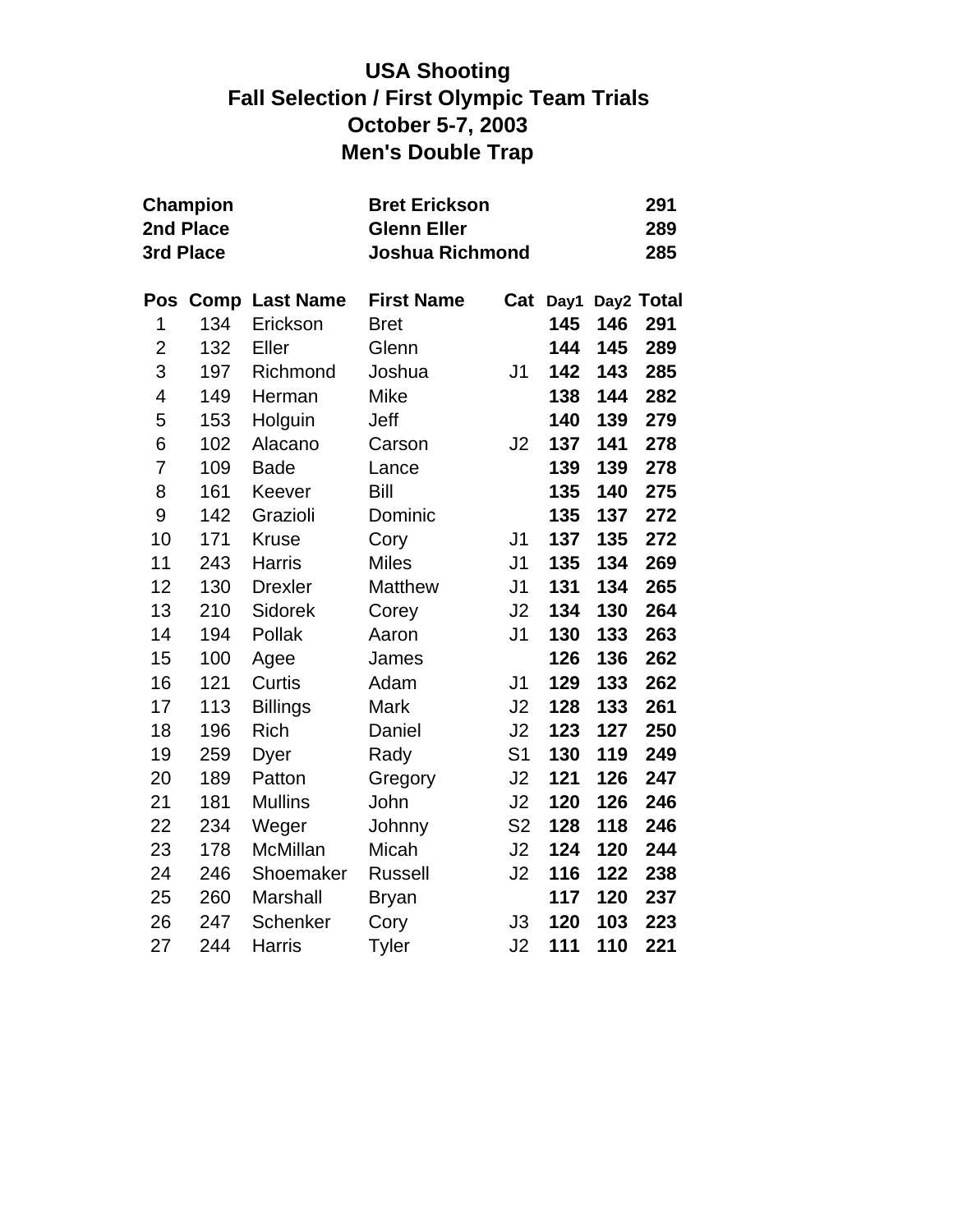# USA Shooting
## Fall Selection / First Olympic Team Trials
## October 5-7, 2003
## Men's Double Trap

| | | |
|---|---|---|
| **Champion** | **Bret Erickson** | **291** |
| **2nd Place** | **Glenn Eller** | **289** |
| **3rd Place** | **Joshua Richmond** | **285** |

| Pos | Comp | Last Name | First Name | Cat | Day1 | Day2 | Total |
|---|---|---|---|---|---|---|---|
| 1 | 134 | Erickson | Bret | | **145** | **146** | **291** |
| 2 | 132 | Eller | Glenn | | **144** | **145** | **289** |
| 3 | 197 | Richmond | Joshua | J1 | **142** | **143** | **285** |
| 4 | 149 | Herman | Mike | | **138** | **144** | **282** |
| 5 | 153 | Holguin | Jeff | | **140** | **139** | **279** |
| 6 | 102 | Alacano | Carson | J2 | **137** | **141** | **278** |
| 7 | 109 | Bade | Lance | | **139** | **139** | **278** |
| 8 | 161 | Keever | Bill | | **135** | **140** | **275** |
| 9 | 142 | Grazioli | Dominic | | **135** | **137** | **272** |
| 10 | 171 | Kruse | Cory | J1 | **137** | **135** | **272** |
| 11 | 243 | Harris | Miles | J1 | **135** | **134** | **269** |
| 12 | 130 | Drexler | Matthew | J1 | **131** | **134** | **265** |
| 13 | 210 | Sidorek | Corey | J2 | **134** | **130** | **264** |
| 14 | 194 | Pollak | Aaron | J1 | **130** | **133** | **263** |
| 15 | 100 | Agee | James | | **126** | **136** | **262** |
| 16 | 121 | Curtis | Adam | J1 | **129** | **133** | **262** |
| 17 | 113 | Billings | Mark | J2 | **128** | **133** | **261** |
| 18 | 196 | Rich | Daniel | J2 | **123** | **127** | **250** |
| 19 | 259 | Dyer | Rady | S1 | **130** | **119** | **249** |
| 20 | 189 | Patton | Gregory | J2 | **121** | **126** | **247** |
| 21 | 181 | Mullins | John | J2 | **120** | **126** | **246** |
| 22 | 234 | Weger | Johnny | S2 | **128** | **118** | **246** |
| 23 | 178 | McMillan | Micah | J2 | **124** | **120** | **244** |
| 24 | 246 | Shoemaker | Russell | J2 | **116** | **122** | **238** |
| 25 | 260 | Marshall | Bryan | | **117** | **120** | **237** |
| 26 | 247 | Schenker | Cory | J3 | **120** | **103** | **223** |
| 27 | 244 | Harris | Tyler | J2 | **111** | **110** | **221** |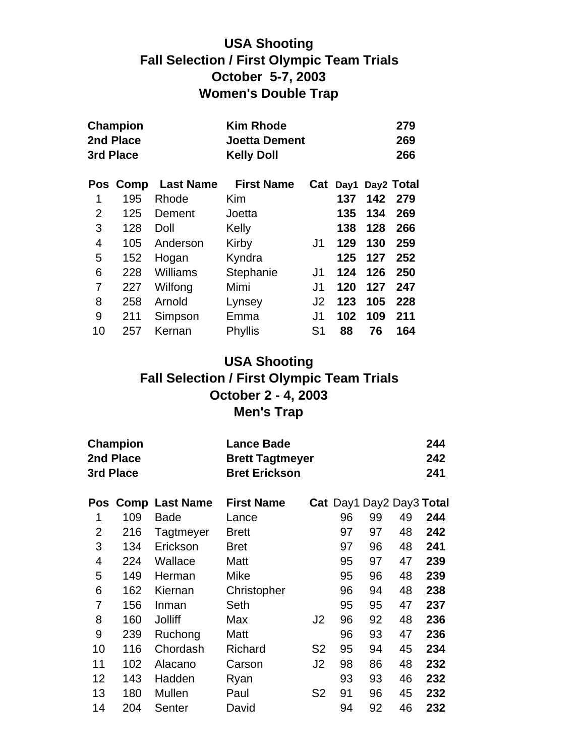## USA Shooting
## Fall Selection / First Olympic Team Trials
## October 5-7, 2003
## Women's Double Trap

| | | |
|---|---|---|
| **Champion** | **Kim Rhode** | **279** |
| **2nd Place** | **Joetta Dement** | **269** |
| **3rd Place** | **Kelly Doll** | **266** |

| Pos | Comp | Last Name | First Name | Cat | Day1 | Day2 | Total |
|---|---|---|---|---|---|---|---|
| 1 | 195 | Rhode | Kim | | **137** | **142** | **279** |
| 2 | 125 | Dement | Joetta | | **135** | **134** | **269** |
| 3 | 128 | Doll | Kelly | | **138** | **128** | **266** |
| 4 | 105 | Anderson | Kirby | J1 | **129** | **130** | **259** |
| 5 | 152 | Hogan | Kyndra | | **125** | **127** | **252** |
| 6 | 228 | Williams | Stephanie | J1 | **124** | **126** | **250** |
| 7 | 227 | Wilfong | Mimi | J1 | **120** | **127** | **247** |
| 8 | 258 | Arnold | Lynsey | J2 | **123** | **105** | **228** |
| 9 | 211 | Simpson | Emma | J1 | **102** | **109** | **211** |
| 10 | 257 | Kernan | Phyllis | S1 | **88** | **76** | **164** |

## USA Shooting
## Fall Selection / First Olympic Team Trials
## October 2 - 4, 2003
## Men's Trap

| | | |
|---|---|---|
| **Champion** | **Lance Bade** | **244** |
| **2nd Place** | **Brett Tagtmeyer** | **242** |
| **3rd Place** | **Bret Erickson** | **241** |

| Pos | Comp | Last Name | First Name | Cat | Day1 | Day2 | Day3 | Total |
|---|---|---|---|---|---|---|---|---|
| 1 | 109 | Bade | Lance | | 96 | 99 | 49 | **244** |
| 2 | 216 | Tagtmeyer | Brett | | 97 | 97 | 48 | **242** |
| 3 | 134 | Erickson | Bret | | 97 | 96 | 48 | **241** |
| 4 | 224 | Wallace | Matt | | 95 | 97 | 47 | **239** |
| 5 | 149 | Herman | Mike | | 95 | 96 | 48 | **239** |
| 6 | 162 | Kiernan | Christopher | | 96 | 94 | 48 | **238** |
| 7 | 156 | Inman | Seth | | 95 | 95 | 47 | **237** |
| 8 | 160 | Jolliff | Max | J2 | 96 | 92 | 48 | **236** |
| 9 | 239 | Ruchong | Matt | | 96 | 93 | 47 | **236** |
| 10 | 116 | Chordash | Richard | S2 | 95 | 94 | 45 | **234** |
| 11 | 102 | Alacano | Carson | J2 | 98 | 86 | 48 | **232** |
| 12 | 143 | Hadden | Ryan | | 93 | 93 | 46 | **232** |
| 13 | 180 | Mullen | Paul | S2 | 91 | 96 | 45 | **232** |
| 14 | 204 | Senter | David | | 94 | 92 | 46 | **232** |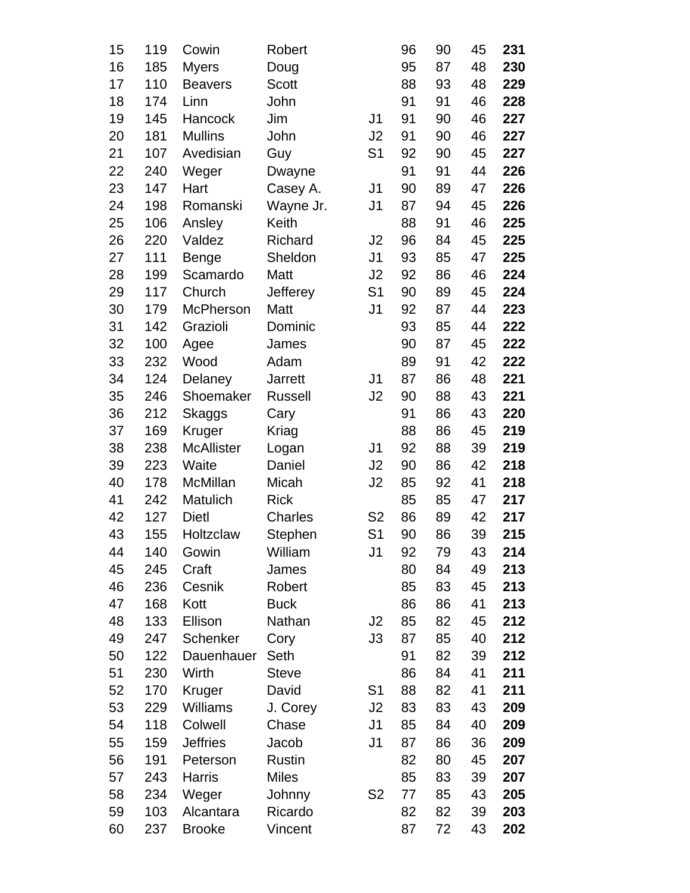| | | | | | | | | |
|---|---|---|---|---|---|---|---|---|
| 15 | 119 | Cowin | Robert | | 96 | 90 | 45 | **231** |
| 16 | 185 | Myers | Doug | | 95 | 87 | 48 | **230** |
| 17 | 110 | Beavers | Scott | | 88 | 93 | 48 | **229** |
| 18 | 174 | Linn | John | | 91 | 91 | 46 | **228** |
| 19 | 145 | Hancock | Jim | J1 | 91 | 90 | 46 | **227** |
| 20 | 181 | Mullins | John | J2 | 91 | 90 | 46 | **227** |
| 21 | 107 | Avedisian | Guy | S1 | 92 | 90 | 45 | **227** |
| 22 | 240 | Weger | Dwayne | | 91 | 91 | 44 | **226** |
| 23 | 147 | Hart | Casey A. | J1 | 90 | 89 | 47 | **226** |
| 24 | 198 | Romanski | Wayne Jr. | J1 | 87 | 94 | 45 | **226** |
| 25 | 106 | Ansley | Keith | | 88 | 91 | 46 | **225** |
| 26 | 220 | Valdez | Richard | J2 | 96 | 84 | 45 | **225** |
| 27 | 111 | Benge | Sheldon | J1 | 93 | 85 | 47 | **225** |
| 28 | 199 | Scamardo | Matt | J2 | 92 | 86 | 46 | **224** |
| 29 | 117 | Church | Jefferey | S1 | 90 | 89 | 45 | **224** |
| 30 | 179 | McPherson | Matt | J1 | 92 | 87 | 44 | **223** |
| 31 | 142 | Grazioli | Dominic | | 93 | 85 | 44 | **222** |
| 32 | 100 | Agee | James | | 90 | 87 | 45 | **222** |
| 33 | 232 | Wood | Adam | | 89 | 91 | 42 | **222** |
| 34 | 124 | Delaney | Jarrett | J1 | 87 | 86 | 48 | **221** |
| 35 | 246 | Shoemaker | Russell | J2 | 90 | 88 | 43 | **221** |
| 36 | 212 | Skaggs | Cary | | 91 | 86 | 43 | **220** |
| 37 | 169 | Kruger | Kriag | | 88 | 86 | 45 | **219** |
| 38 | 238 | McAllister | Logan | J1 | 92 | 88 | 39 | **219** |
| 39 | 223 | Waite | Daniel | J2 | 90 | 86 | 42 | **218** |
| 40 | 178 | McMillan | Micah | J2 | 85 | 92 | 41 | **218** |
| 41 | 242 | Matulich | Rick | | 85 | 85 | 47 | **217** |
| 42 | 127 | Dietl | Charles | S2 | 86 | 89 | 42 | **217** |
| 43 | 155 | Holtzclaw | Stephen | S1 | 90 | 86 | 39 | **215** |
| 44 | 140 | Gowin | William | J1 | 92 | 79 | 43 | **214** |
| 45 | 245 | Craft | James | | 80 | 84 | 49 | **213** |
| 46 | 236 | Cesnik | Robert | | 85 | 83 | 45 | **213** |
| 47 | 168 | Kott | Buck | | 86 | 86 | 41 | **213** |
| 48 | 133 | Ellison | Nathan | J2 | 85 | 82 | 45 | **212** |
| 49 | 247 | Schenker | Cory | J3 | 87 | 85 | 40 | **212** |
| 50 | 122 | Dauenhauer | Seth | | 91 | 82 | 39 | **212** |
| 51 | 230 | Wirth | Steve | | 86 | 84 | 41 | **211** |
| 52 | 170 | Kruger | David | S1 | 88 | 82 | 41 | **211** |
| 53 | 229 | Williams | J. Corey | J2 | 83 | 83 | 43 | **209** |
| 54 | 118 | Colwell | Chase | J1 | 85 | 84 | 40 | **209** |
| 55 | 159 | Jeffries | Jacob | J1 | 87 | 86 | 36 | **209** |
| 56 | 191 | Peterson | Rustin | | 82 | 80 | 45 | **207** |
| 57 | 243 | Harris | Miles | | 85 | 83 | 39 | **207** |
| 58 | 234 | Weger | Johnny | S2 | 77 | 85 | 43 | **205** |
| 59 | 103 | Alcantara | Ricardo | | 82 | 82 | 39 | **203** |
| 60 | 237 | Brooke | Vincent | | 87 | 72 | 43 | **202** |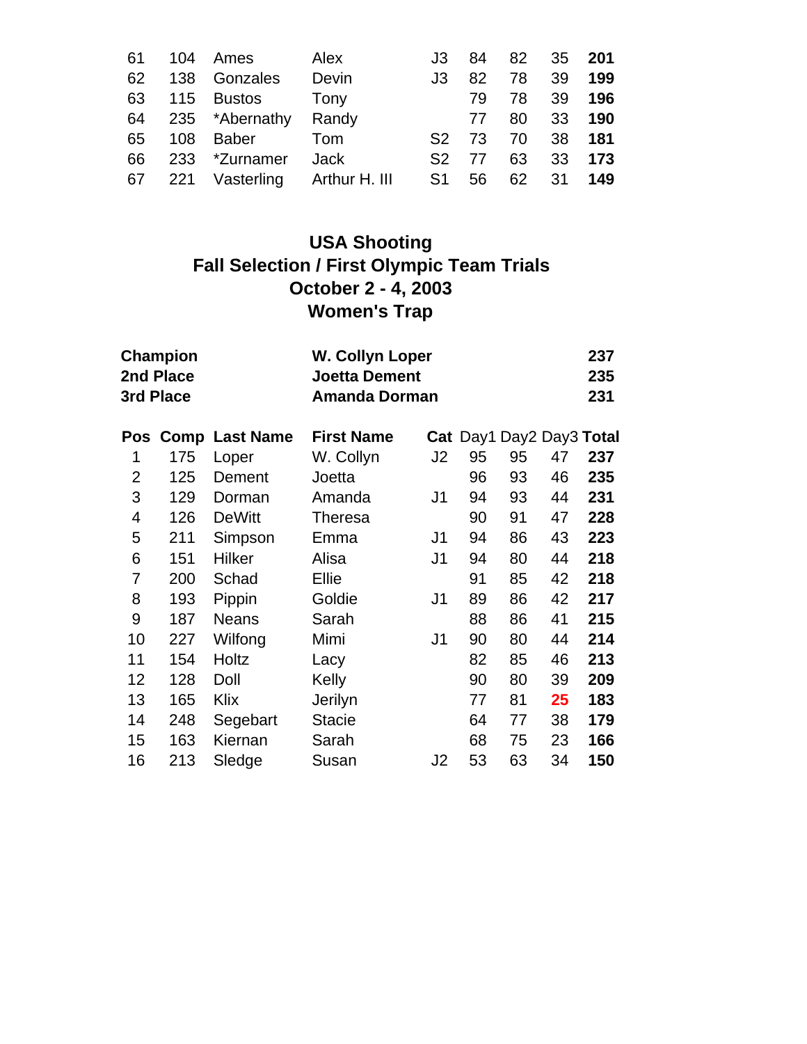| | | | | | | | | |
|---|---|---|---|---|---|---|---|---|
| 61 | 104 | Ames | Alex | J3 | 84 | 82 | 35 | **201** |
| 62 | 138 | Gonzales | Devin | J3 | 82 | 78 | 39 | **199** |
| 63 | 115 | Bustos | Tony | | 79 | 78 | 39 | **196** |
| 64 | 235 | *Abernathy | Randy | | 77 | 80 | 33 | **190** |
| 65 | 108 | Baber | Tom | S2 | 73 | 70 | 38 | **181** |
| 66 | 233 | *Zurnamer | Jack | S2 | 77 | 63 | 33 | **173** |
| 67 | 221 | Vasterling | Arthur H. III | S1 | 56 | 62 | 31 | **149** |

# USA Shooting
# Fall Selection / First Olympic Team Trials
# October 2 - 4, 2003
# Women's Trap

| | | |
|---|---|---|
| **Champion** | **W. Collyn Loper** | **237** |
| **2nd Place** | **Joetta Dement** | **235** |
| **3rd Place** | **Amanda Dorman** | **231** |

| Pos | Comp | Last Name | First Name | Cat | Day1 | Day2 | Day3 | Total |
|---|---|---|---|---|---|---|---|---|
| 1 | 175 | Loper | W. Collyn | J2 | 95 | 95 | 47 | **237** |
| 2 | 125 | Dement | Joetta | | 96 | 93 | 46 | **235** |
| 3 | 129 | Dorman | Amanda | J1 | 94 | 93 | 44 | **231** |
| 4 | 126 | DeWitt | Theresa | | 90 | 91 | 47 | **228** |
| 5 | 211 | Simpson | Emma | J1 | 94 | 86 | 43 | **223** |
| 6 | 151 | Hilker | Alisa | J1 | 94 | 80 | 44 | **218** |
| 7 | 200 | Schad | Ellie | | 91 | 85 | 42 | **218** |
| 8 | 193 | Pippin | Goldie | J1 | 89 | 86 | 42 | **217** |
| 9 | 187 | Neans | Sarah | | 88 | 86 | 41 | **215** |
| 10 | 227 | Wilfong | Mimi | J1 | 90 | 80 | 44 | **214** |
| 11 | 154 | Holtz | Lacy | | 82 | 85 | 46 | **213** |
| 12 | 128 | Doll | Kelly | | 90 | 80 | 39 | **209** |
| 13 | 165 | Klix | Jerilyn | | 77 | 81 | **25** | **183** |
| 14 | 248 | Segebart | Stacie | | 64 | 77 | 38 | **179** |
| 15 | 163 | Kiernan | Sarah | | 68 | 75 | 23 | **166** |
| 16 | 213 | Sledge | Susan | J2 | 53 | 63 | 34 | **150** |